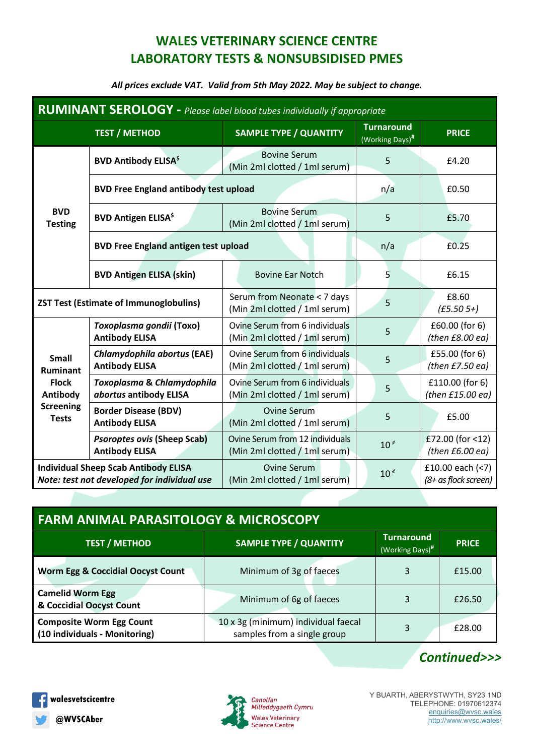# WALES VETERINARY SCIENCE CENTRE
# LABORATORY TESTS & NONSUBSIDISED PMES

***All prices exclude VAT. Valid from 5th May 2022. May be subject to change.***

## RUMINANT SEROLOGY - *Please label blood tubes individually if appropriate*

| TEST / METHOD | | SAMPLE TYPE / QUANTITY | Turnaround (Working Days)# | PRICE |
|---|---|---|---|---|
| **BVD Testing** | **BVD Antibody ELISA$** | Bovine Serum (Min 2ml clotted / 1ml serum) | 5 | £4.20 |
| | **BVD Free England antibody test upload** | | n/a | £0.50 |
| | **BVD Antigen ELISA$** | Bovine Serum (Min 2ml clotted / 1ml serum) | 5 | £5.70 |
| | **BVD Free England antigen test upload** | | n/a | £0.25 |
| | **BVD Antigen ELISA (skin)** | Bovine Ear Notch | 5 | £6.15 |
| **ZST Test (Estimate of Immunoglobulins)** | | Serum from Neonate < 7 days (Min 2ml clotted / 1ml serum) | 5 | £8.60 *(£5.50 5+)* |
| **Small Ruminant Flock Antibody Screening Tests** | ***Toxoplasma gondii* (Toxo) Antibody ELISA** | Ovine Serum from 6 individuals (Min 2ml clotted / 1ml serum) | 5 | £60.00 (for 6) *(then £8.00 ea)* |
| | ***Chlamydophila abortus* (EAE) Antibody ELISA** | Ovine Serum from 6 individuals (Min 2ml clotted / 1ml serum) | 5 | £55.00 (for 6) *(then £7.50 ea)* |
| | ***Toxoplasma* & *Chlamydophila abortus* antibody ELISA** | Ovine Serum from 6 individuals (Min 2ml clotted / 1ml serum) | 5 | £110.00 (for 6) *(then £15.00 ea)* |
| | **Border Disease (BDV) Antibody ELISA** | Ovine Serum (Min 2ml clotted / 1ml serum) | 5 | £5.00 |
| | ***Psoroptes ovis* (Sheep Scab) Antibody ELISA** | Ovine Serum from 12 individuals (Min 2ml clotted / 1ml serum) | 10* | £72.00 (for <12) *(then £6.00 ea)* |
| **Individual Sheep Scab Antibody ELISA** ***Note: test not developed for individual use*** | | Ovine Serum (Min 2ml clotted / 1ml serum) | 10* | £10.00 each (<7) *(8+ as flock screen)* |

## FARM ANIMAL PARASITOLOGY & MICROSCOPY

| TEST / METHOD | SAMPLE TYPE / QUANTITY | Turnaround (Working Days)# | PRICE |
|---|---|---|---|
| **Worm Egg & Coccidial Oocyst Count** | Minimum of 3g of faeces | 3 | £15.00 |
| **Camelid Worm Egg & Coccidial Oocyst Count** | Minimum of 6g of faeces | 3 | £26.50 |
| **Composite Worm Egg Count (10 individuals - Monitoring)** | 10 x 3g (minimum) individual faecal samples from a single group | 3 | £28.00 |

***Continued>>>***

walesvetscicentre

@WVSCAber

Canolfan Milfeddygaeth Cymru
Wales Veterinary Science Centre

Y BUARTH, ABERYSTWYTH, SY23 1ND
TELEPHONE: 01970612374
enquiries@wvsc.wales
http://www.wvsc.wales/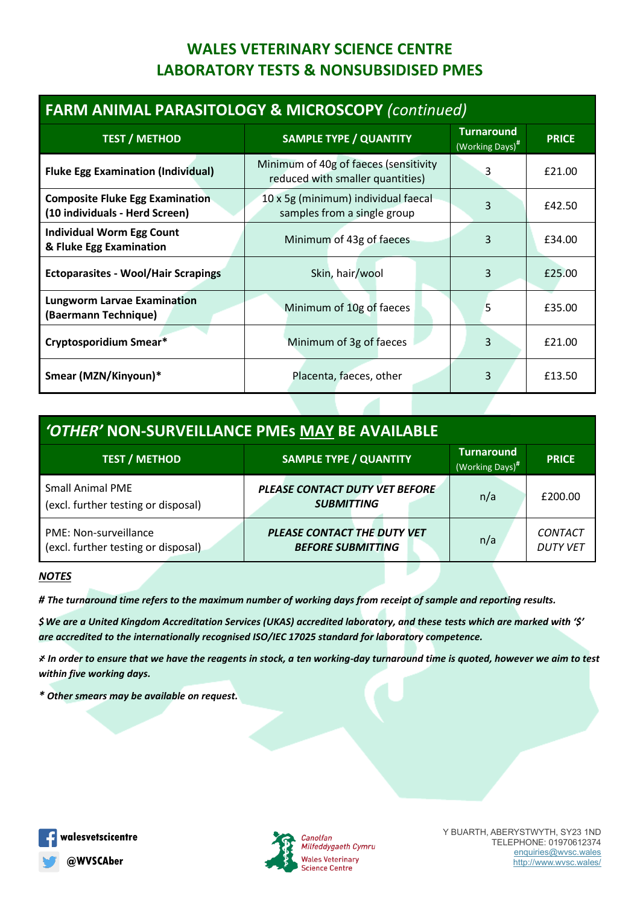# WALES VETERINARY SCIENCE CENTRE
# LABORATORY TESTS & NONSUBSIDISED PMES

## FARM ANIMAL PARASITOLOGY & MICROSCOPY *(continued)*

| TEST / METHOD | SAMPLE TYPE / QUANTITY | Turnaround (Working Days)# | PRICE |
|---|---|---|---|
| **Fluke Egg Examination (Individual)** | Minimum of 40g of faeces (sensitivity reduced with smaller quantities) | 3 | £21.00 |
| **Composite Fluke Egg Examination (10 individuals - Herd Screen)** | 10 x 5g (minimum) individual faecal samples from a single group | 3 | £42.50 |
| **Individual Worm Egg Count & Fluke Egg Examination** | Minimum of 43g of faeces | 3 | £34.00 |
| **Ectoparasites - Wool/Hair Scrapings** | Skin, hair/wool | 3 | £25.00 |
| **Lungworm Larvae Examination (Baermann Technique)** | Minimum of 10g of faeces | 5 | £35.00 |
| **Cryptosporidium Smear*** | Minimum of 3g of faeces | 3 | £21.00 |
| **Smear (MZN/Kinyoun)*** | Placenta, faeces, other | 3 | £13.50 |

## *'OTHER'* NON-SURVEILLANCE PMEs MAY BE AVAILABLE

| TEST / METHOD | SAMPLE TYPE / QUANTITY | Turnaround (Working Days)# | PRICE |
|---|---|---|---|
| Small Animal PME (excl. further testing or disposal) | ***PLEASE CONTACT DUTY VET BEFORE SUBMITTING*** | n/a | £200.00 |
| PME: Non-surveillance (excl. further testing or disposal) | ***PLEASE CONTACT THE DUTY VET BEFORE SUBMITTING*** | n/a | *CONTACT DUTY VET* |

***NOTES***

***# The turnaround time refers to the maximum number of working days from receipt of sample and reporting results.***

***$ We are a United Kingdom Accreditation Services (UKAS) accredited laboratory, and these tests which are marked with '$' are accredited to the internationally recognised ISO/IEC 17025 standard for laboratory competence.***

***ӿ In order to ensure that we have the reagents in stock, a ten working-day turnaround time is quoted, however we aim to test within five working days.***

***\* Other smears may be available on request.***

walesvetscicentre

@WVSCAber

Canolfan Milfeddygaeth Cymru
Wales Veterinary Science Centre

Y BUARTH, ABERYSTWYTH, SY23 1ND
TELEPHONE: 01970612374
enquiries@wvsc.wales
http://www.wvsc.wales/